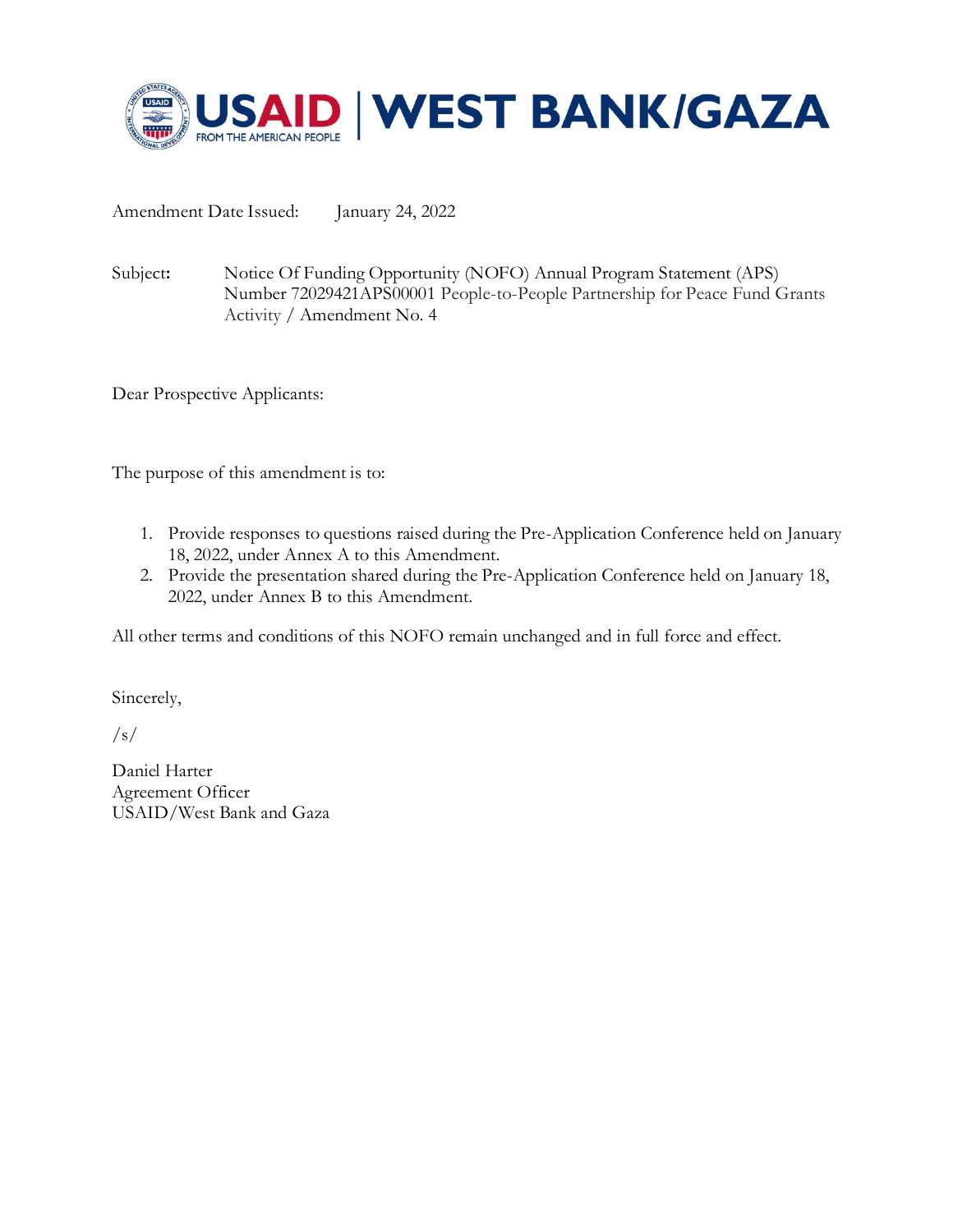USAID | WEST BANK/GAZA

FROM THE AMERICAN PEOPLE

Amendment Date Issued: January 24, 2022

Subject: Notice Of Funding Opportunity (NOFO) Annual Program Statement (APS) Number 72029421APS00001 People-to-People Partnership for Peace Fund Grants Activity / Amendment No. 4

Dear Prospective Applicants:

The purpose of this amendment is to:

1. Provide responses to questions raised during the Pre-Application Conference held on January 18, 2022, under Annex A to this Amendment.
2. Provide the presentation shared during the Pre-Application Conference held on January 18, 2022, under Annex B to this Amendment.

All other terms and conditions of this NOFO remain unchanged and in full force and effect.

Sincerely,

/s/

Daniel Harter
Agreement Officer
USAID/West Bank and Gaza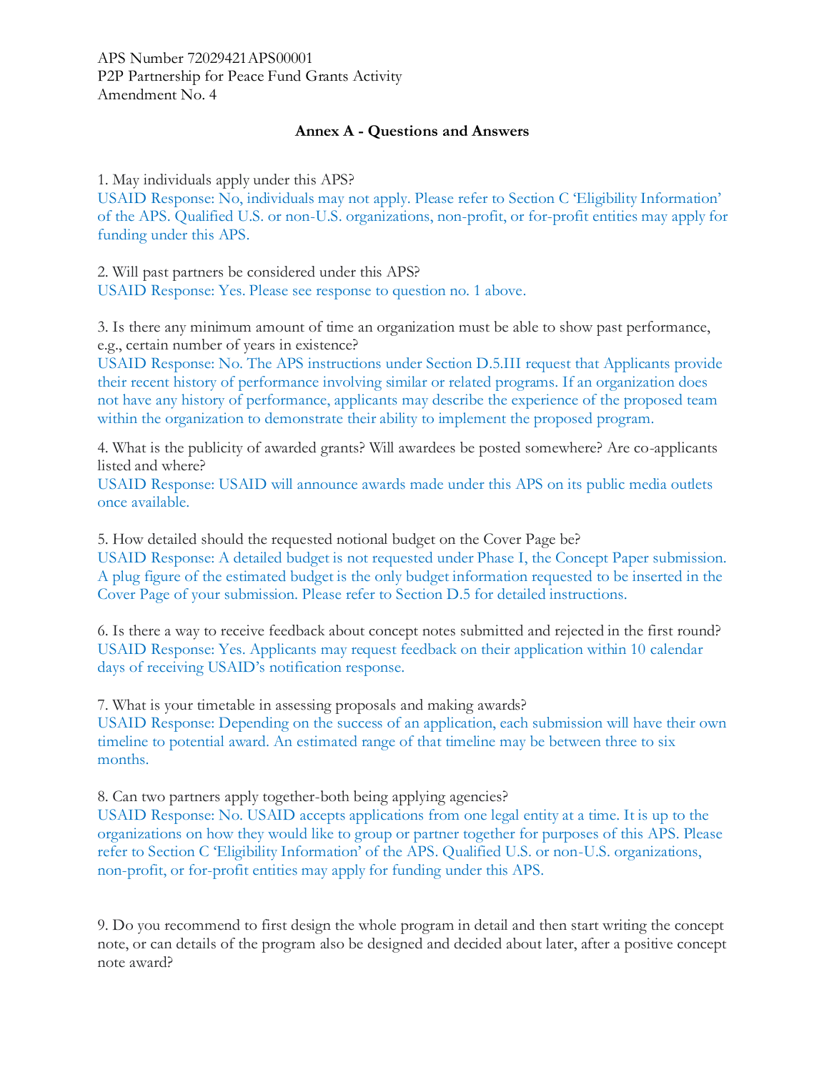APS Number 72029421APS00001
P2P Partnership for Peace Fund Grants Activity
Amendment No. 4

## Annex A - Questions and Answers

1. May individuals apply under this APS?
USAID Response: No, individuals may not apply. Please refer to Section C 'Eligibility Information' of the APS. Qualified U.S. or non-U.S. organizations, non-profit, or for-profit entities may apply for funding under this APS.

2. Will past partners be considered under this APS?
USAID Response: Yes. Please see response to question no. 1 above.

3. Is there any minimum amount of time an organization must be able to show past performance, e.g., certain number of years in existence?
USAID Response: No. The APS instructions under Section D.5.III request that Applicants provide their recent history of performance involving similar or related programs. If an organization does not have any history of performance, applicants may describe the experience of the proposed team within the organization to demonstrate their ability to implement the proposed program.

4. What is the publicity of awarded grants? Will awardees be posted somewhere? Are co-applicants listed and where?
USAID Response: USAID will announce awards made under this APS on its public media outlets once available.

5. How detailed should the requested notional budget on the Cover Page be?
USAID Response: A detailed budget is not requested under Phase I, the Concept Paper submission. A plug figure of the estimated budget is the only budget information requested to be inserted in the Cover Page of your submission. Please refer to Section D.5 for detailed instructions.

6. Is there a way to receive feedback about concept notes submitted and rejected in the first round?
USAID Response: Yes. Applicants may request feedback on their application within 10 calendar days of receiving USAID's notification response.

7. What is your timetable in assessing proposals and making awards?
USAID Response: Depending on the success of an application, each submission will have their own timeline to potential award. An estimated range of that timeline may be between three to six months.

8. Can two partners apply together-both being applying agencies?
USAID Response: No. USAID accepts applications from one legal entity at a time. It is up to the organizations on how they would like to group or partner together for purposes of this APS. Please refer to Section C 'Eligibility Information' of the APS. Qualified U.S. or non-U.S. organizations, non-profit, or for-profit entities may apply for funding under this APS.

9. Do you recommend to first design the whole program in detail and then start writing the concept note, or can details of the program also be designed and decided about later, after a positive concept note award?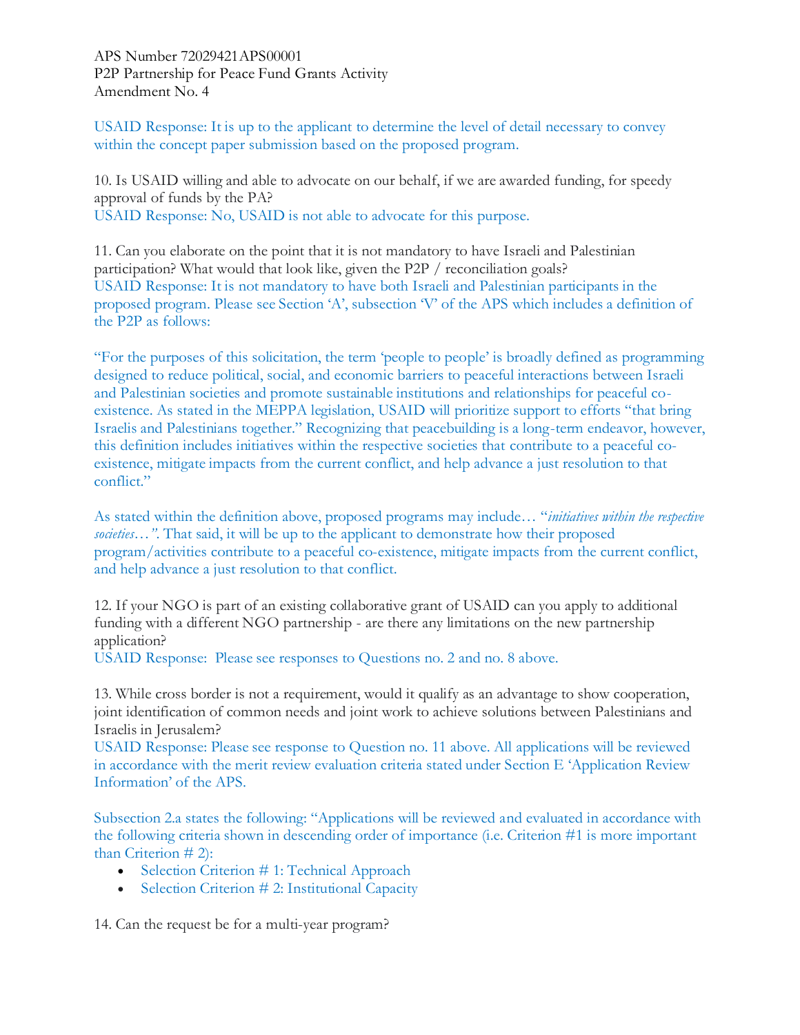USAID Response: It is up to the applicant to determine the level of detail necessary to convey within the concept paper submission based on the proposed program.

10. Is USAID willing and able to advocate on our behalf, if we are awarded funding, for speedy approval of funds by the PA?
USAID Response: No, USAID is not able to advocate for this purpose.

11. Can you elaborate on the point that it is not mandatory to have Israeli and Palestinian participation? What would that look like, given the P2P / reconciliation goals?
USAID Response: It is not mandatory to have both Israeli and Palestinian participants in the proposed program. Please see Section 'A', subsection 'V' of the APS which includes a definition of the P2P as follows:

"For the purposes of this solicitation, the term 'people to people' is broadly defined as programming designed to reduce political, social, and economic barriers to peaceful interactions between Israeli and Palestinian societies and promote sustainable institutions and relationships for peaceful co-existence. As stated in the MEPPA legislation, USAID will prioritize support to efforts "that bring Israelis and Palestinians together." Recognizing that peacebuilding is a long-term endeavor, however, this definition includes initiatives within the respective societies that contribute to a peaceful co-existence, mitigate impacts from the current conflict, and help advance a just resolution to that conflict."

As stated within the definition above, proposed programs may include… "*initiatives within the respective societies…"*. That said, it will be up to the applicant to demonstrate how their proposed program/activities contribute to a peaceful co-existence, mitigate impacts from the current conflict, and help advance a just resolution to that conflict.

12. If your NGO is part of an existing collaborative grant of USAID can you apply to additional funding with a different NGO partnership - are there any limitations on the new partnership application?
USAID Response: Please see responses to Questions no. 2 and no. 8 above.

13. While cross border is not a requirement, would it qualify as an advantage to show cooperation, joint identification of common needs and joint work to achieve solutions between Palestinians and Israelis in Jerusalem?
USAID Response: Please see response to Question no. 11 above. All applications will be reviewed in accordance with the merit review evaluation criteria stated under Section E 'Application Review Information' of the APS.

Subsection 2.a states the following: "Applications will be reviewed and evaluated in accordance with the following criteria shown in descending order of importance (i.e. Criterion #1 is more important than Criterion # 2):

- Selection Criterion # 1: Technical Approach
- Selection Criterion # 2: Institutional Capacity

14. Can the request be for a multi-year program?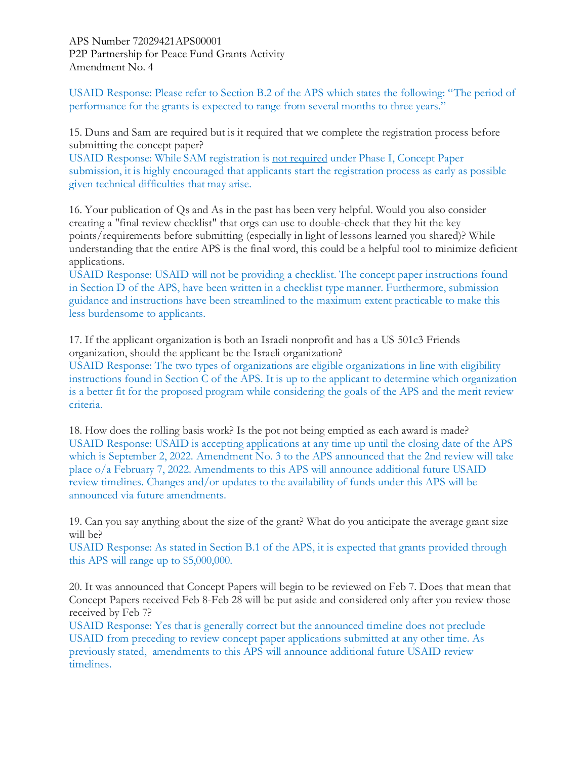USAID Response: Please refer to Section B.2 of the APS which states the following: "The period of performance for the grants is expected to range from several months to three years."

15. Duns and Sam are required but is it required that we complete the registration process before submitting the concept paper?
USAID Response: While SAM registration is not required under Phase I, Concept Paper submission, it is highly encouraged that applicants start the registration process as early as possible given technical difficulties that may arise.

16. Your publication of Qs and As in the past has been very helpful. Would you also consider creating a "final review checklist" that orgs can use to double-check that they hit the key points/requirements before submitting (especially in light of lessons learned you shared)? While understanding that the entire APS is the final word, this could be a helpful tool to minimize deficient applications.
USAID Response: USAID will not be providing a checklist. The concept paper instructions found in Section D of the APS, have been written in a checklist type manner. Furthermore, submission guidance and instructions have been streamlined to the maximum extent practicable to make this less burdensome to applicants.

17. If the applicant organization is both an Israeli nonprofit and has a US 501c3 Friends organization, should the applicant be the Israeli organization?
USAID Response: The two types of organizations are eligible organizations in line with eligibility instructions found in Section C of the APS. It is up to the applicant to determine which organization is a better fit for the proposed program while considering the goals of the APS and the merit review criteria.

18. How does the rolling basis work? Is the pot not being emptied as each award is made?
USAID Response: USAID is accepting applications at any time up until the closing date of the APS which is September 2, 2022. Amendment No. 3 to the APS announced that the 2nd review will take place o/a February 7, 2022. Amendments to this APS will announce additional future USAID review timelines. Changes and/or updates to the availability of funds under this APS will be announced via future amendments.

19. Can you say anything about the size of the grant? What do you anticipate the average grant size will be?
USAID Response: As stated in Section B.1 of the APS, it is expected that grants provided through this APS will range up to $5,000,000.

20. It was announced that Concept Papers will begin to be reviewed on Feb 7. Does that mean that Concept Papers received Feb 8-Feb 28 will be put aside and considered only after you review those received by Feb 7?
USAID Response: Yes that is generally correct but the announced timeline does not preclude USAID from preceding to review concept paper applications submitted at any other time. As previously stated, amendments to this APS will announce additional future USAID review timelines.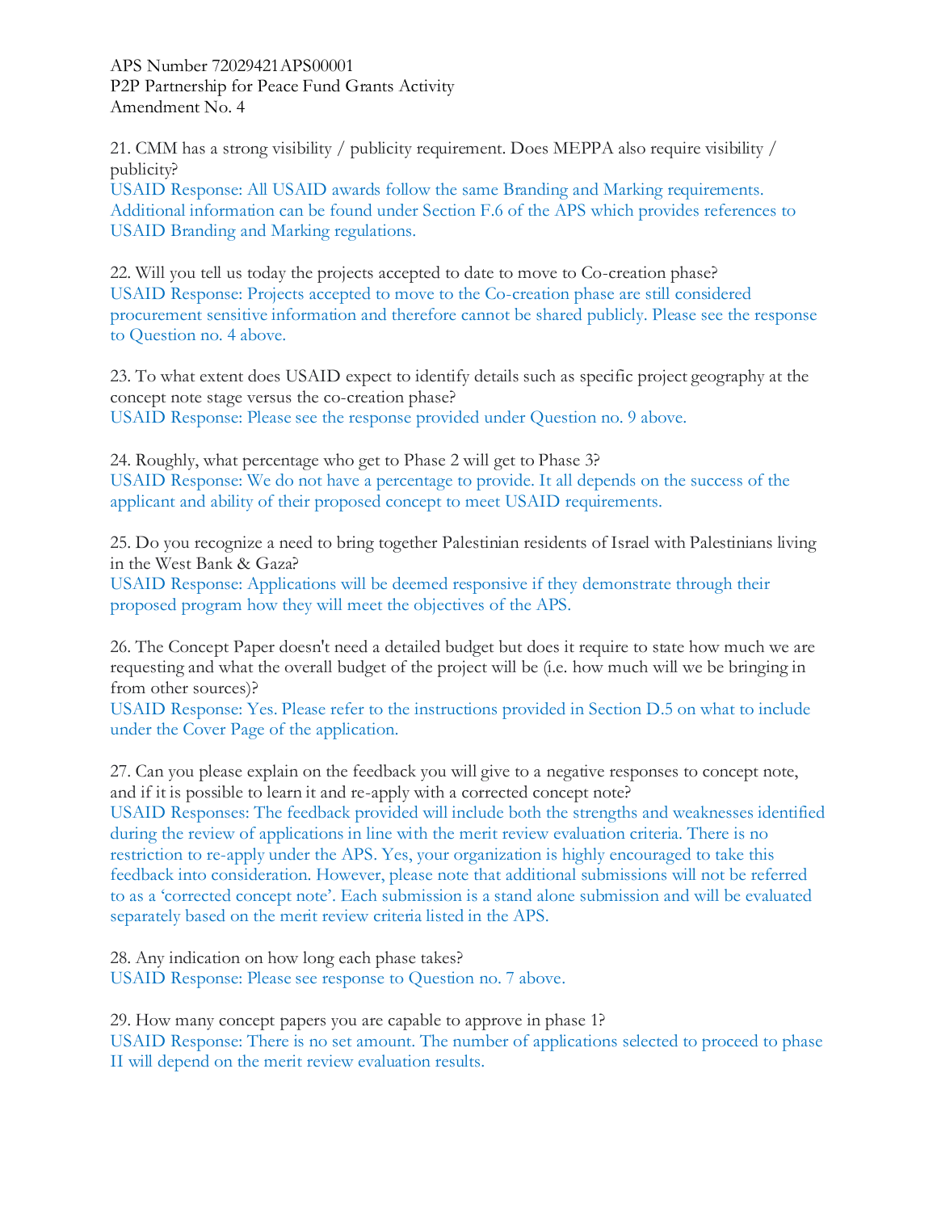APS Number 72029421APS00001
P2P Partnership for Peace Fund Grants Activity
Amendment No. 4

21. CMM has a strong visibility / publicity requirement. Does MEPPA also require visibility / publicity?
USAID Response: All USAID awards follow the same Branding and Marking requirements. Additional information can be found under Section F.6 of the APS which provides references to USAID Branding and Marking regulations.

22. Will you tell us today the projects accepted to date to move to Co-creation phase?
USAID Response: Projects accepted to move to the Co-creation phase are still considered procurement sensitive information and therefore cannot be shared publicly. Please see the response to Question no. 4 above.

23. To what extent does USAID expect to identify details such as specific project geography at the concept note stage versus the co-creation phase?
USAID Response: Please see the response provided under Question no. 9 above.

24. Roughly, what percentage who get to Phase 2 will get to Phase 3?
USAID Response: We do not have a percentage to provide. It all depends on the success of the applicant and ability of their proposed concept to meet USAID requirements.

25. Do you recognize a need to bring together Palestinian residents of Israel with Palestinians living in the West Bank & Gaza?
USAID Response: Applications will be deemed responsive if they demonstrate through their proposed program how they will meet the objectives of the APS.

26. The Concept Paper doesn't need a detailed budget but does it require to state how much we are requesting and what the overall budget of the project will be (i.e. how much will we be bringing in from other sources)?
USAID Response: Yes. Please refer to the instructions provided in Section D.5 on what to include under the Cover Page of the application.

27. Can you please explain on the feedback you will give to a negative responses to concept note, and if it is possible to learn it and re-apply with a corrected concept note?
USAID Responses: The feedback provided will include both the strengths and weaknesses identified during the review of applications in line with the merit review evaluation criteria. There is no restriction to re-apply under the APS. Yes, your organization is highly encouraged to take this feedback into consideration. However, please note that additional submissions will not be referred to as a 'corrected concept note'. Each submission is a stand alone submission and will be evaluated separately based on the merit review criteria listed in the APS.

28. Any indication on how long each phase takes?
USAID Response: Please see response to Question no. 7 above.

29. How many concept papers you are capable to approve in phase 1?
USAID Response: There is no set amount. The number of applications selected to proceed to phase II will depend on the merit review evaluation results.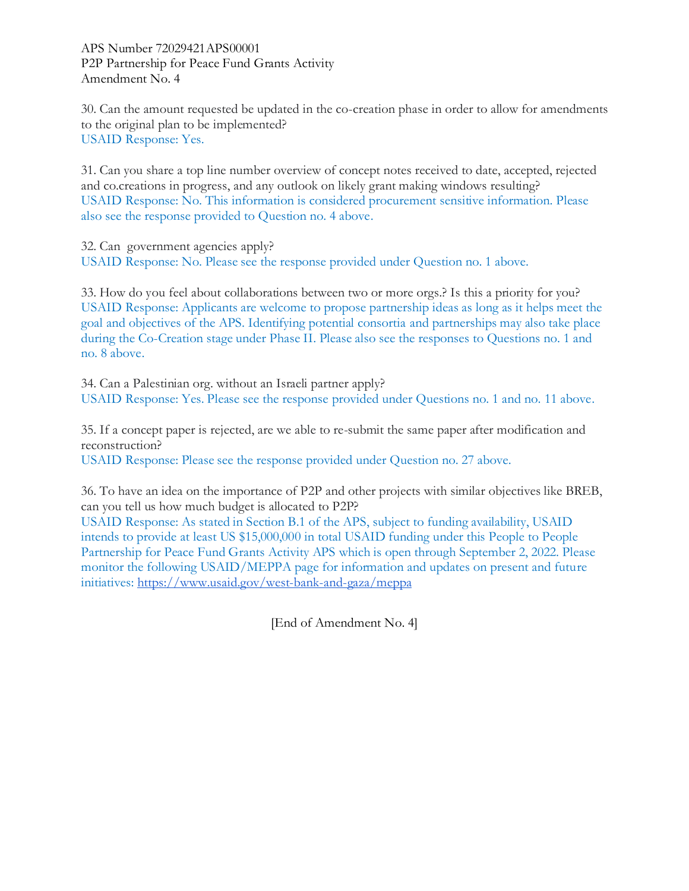APS Number 72029421APS00001
P2P Partnership for Peace Fund Grants Activity
Amendment No. 4

30. Can the amount requested be updated in the co-creation phase in order to allow for amendments to the original plan to be implemented?
USAID Response: Yes.

31. Can you share a top line number overview of concept notes received to date, accepted, rejected and co.creations in progress, and any outlook on likely grant making windows resulting?
USAID Response: No. This information is considered procurement sensitive information. Please also see the response provided to Question no. 4 above.

32. Can government agencies apply?
USAID Response: No. Please see the response provided under Question no. 1 above.

33. How do you feel about collaborations between two or more orgs.? Is this a priority for you?
USAID Response: Applicants are welcome to propose partnership ideas as long as it helps meet the goal and objectives of the APS. Identifying potential consortia and partnerships may also take place during the Co-Creation stage under Phase II. Please also see the responses to Questions no. 1 and no. 8 above.

34. Can a Palestinian org. without an Israeli partner apply?
USAID Response: Yes. Please see the response provided under Questions no. 1 and no. 11 above.

35. If a concept paper is rejected, are we able to re-submit the same paper after modification and reconstruction?
USAID Response: Please see the response provided under Question no. 27 above.

36. To have an idea on the importance of P2P and other projects with similar objectives like BREB, can you tell us how much budget is allocated to P2P?
USAID Response: As stated in Section B.1 of the APS, subject to funding availability, USAID intends to provide at least US $15,000,000 in total USAID funding under this People to People Partnership for Peace Fund Grants Activity APS which is open through September 2, 2022. Please monitor the following USAID/MEPPA page for information and updates on present and future initiatives: https://www.usaid.gov/west-bank-and-gaza/meppa

[End of Amendment No. 4]